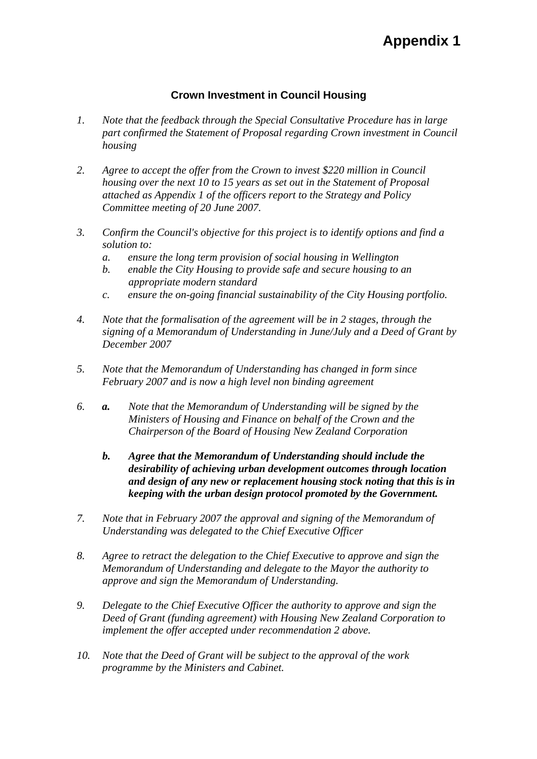# Appendix 1

## Crown Investment in Council Housing

1. *Note that the feedback through the Special Consultative Procedure has in large part confirmed the Statement of Proposal regarding Crown investment in Council housing*

2. *Agree to accept the offer from the Crown to invest $220 million in Council housing over the next 10 to 15 years as set out in the Statement of Proposal attached as Appendix 1 of the officers report to the Strategy and Policy Committee meeting of 20 June 2007.*

3. *Confirm the Council's objective for this project is to identify options and find a solution to:*
   a. *ensure the long term provision of social housing in Wellington*
   b. *enable the City Housing to provide safe and secure housing to an appropriate modern standard*
   c. *ensure the on-going financial sustainability of the City Housing portfolio.*

4. *Note that the formalisation of the agreement will be in 2 stages, through the signing of a Memorandum of Understanding in June/July and a Deed of Grant by December 2007*

5. *Note that the Memorandum of Understanding has changed in form since February 2007 and is now a high level non binding agreement*

6. ***a.*** *Note that the Memorandum of Understanding will be signed by the Ministers of Housing and Finance on behalf of the Crown and the Chairperson of the Board of Housing New Zealand Corporation*

   ***b. Agree that the Memorandum of Understanding should include the desirability of achieving urban development outcomes through location and design of any new or replacement housing stock noting that this is in keeping with the urban design protocol promoted by the Government.***

7. *Note that in February 2007 the approval and signing of the Memorandum of Understanding was delegated to the Chief Executive Officer*

8. *Agree to retract the delegation to the Chief Executive to approve and sign the Memorandum of Understanding and delegate to the Mayor the authority to approve and sign the Memorandum of Understanding.*

9. *Delegate to the Chief Executive Officer the authority to approve and sign the Deed of Grant (funding agreement) with Housing New Zealand Corporation to implement the offer accepted under recommendation 2 above.*

10. *Note that the Deed of Grant will be subject to the approval of the work programme by the Ministers and Cabinet.*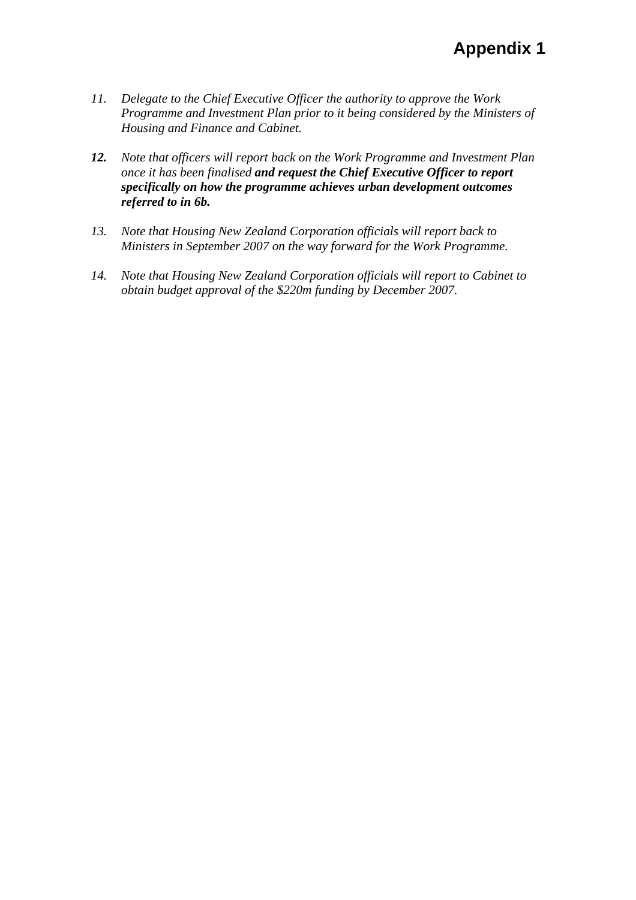# Appendix 1

11. *Delegate to the Chief Executive Officer the authority to approve the Work Programme and Investment Plan prior to it being considered by the Ministers of Housing and Finance and Cabinet.*

***12.*** *Note that officers will report back on the Work Programme and Investment Plan once it has been finalised* ***and request the Chief Executive Officer to report specifically on how the programme achieves urban development outcomes referred to in 6b.***

13. *Note that Housing New Zealand Corporation officials will report back to Ministers in September 2007 on the way forward for the Work Programme.*

14. *Note that Housing New Zealand Corporation officials will report to Cabinet to obtain budget approval of the $220m funding by December 2007.*